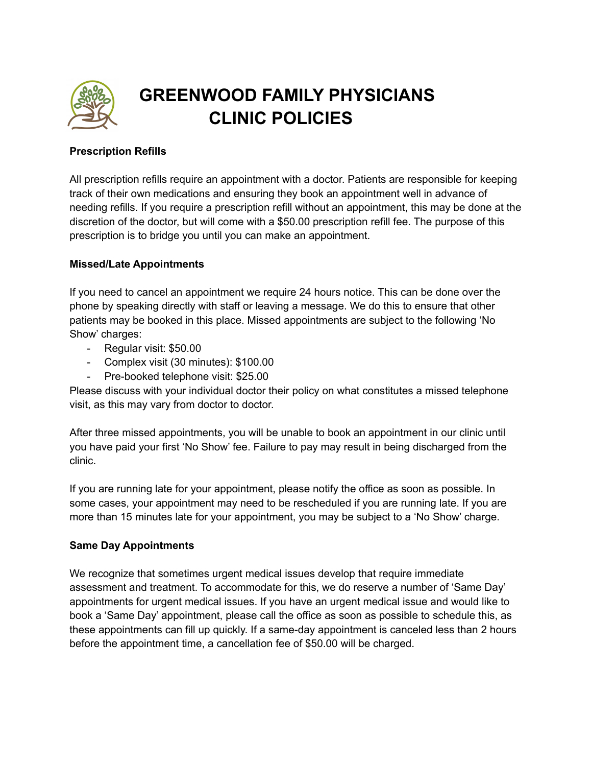# GREENWOOD FAMILY PHYSICIANS CLINIC POLICIES

**Prescription Refills**

All prescription refills require an appointment with a doctor. Patients are responsible for keeping track of their own medications and ensuring they book an appointment well in advance of needing refills. If you require a prescription refill without an appointment, this may be done at the discretion of the doctor, but will come with a $50.00 prescription refill fee. The purpose of this prescription is to bridge you until you can make an appointment.

**Missed/Late Appointments**

If you need to cancel an appointment we require 24 hours notice. This can be done over the phone by speaking directly with staff or leaving a message. We do this to ensure that other patients may be booked in this place. Missed appointments are subject to the following 'No Show' charges:

- Regular visit: $50.00
- Complex visit (30 minutes): $100.00
- Pre-booked telephone visit: $25.00

Please discuss with your individual doctor their policy on what constitutes a missed telephone visit, as this may vary from doctor to doctor.

After three missed appointments, you will be unable to book an appointment in our clinic until you have paid your first 'No Show' fee. Failure to pay may result in being discharged from the clinic.

If you are running late for your appointment, please notify the office as soon as possible. In some cases, your appointment may need to be rescheduled if you are running late. If you are more than 15 minutes late for your appointment, you may be subject to a 'No Show' charge.

**Same Day Appointments**

We recognize that sometimes urgent medical issues develop that require immediate assessment and treatment. To accommodate for this, we do reserve a number of 'Same Day' appointments for urgent medical issues. If you have an urgent medical issue and would like to book a 'Same Day' appointment, please call the office as soon as possible to schedule this, as these appointments can fill up quickly. If a same-day appointment is canceled less than 2 hours before the appointment time, a cancellation fee of $50.00 will be charged.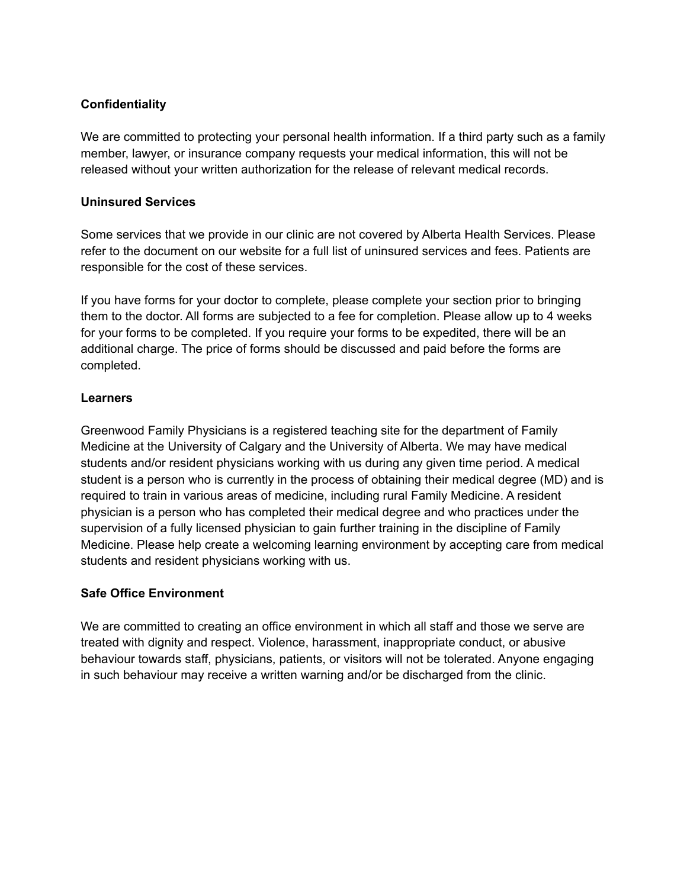**Confidentiality**

We are committed to protecting your personal health information. If a third party such as a family member, lawyer, or insurance company requests your medical information, this will not be released without your written authorization for the release of relevant medical records.

**Uninsured Services**

Some services that we provide in our clinic are not covered by Alberta Health Services. Please refer to the document on our website for a full list of uninsured services and fees. Patients are responsible for the cost of these services.

If you have forms for your doctor to complete, please complete your section prior to bringing them to the doctor. All forms are subjected to a fee for completion. Please allow up to 4 weeks for your forms to be completed. If you require your forms to be expedited, there will be an additional charge. The price of forms should be discussed and paid before the forms are completed.

**Learners**

Greenwood Family Physicians is a registered teaching site for the department of Family Medicine at the University of Calgary and the University of Alberta. We may have medical students and/or resident physicians working with us during any given time period. A medical student is a person who is currently in the process of obtaining their medical degree (MD) and is required to train in various areas of medicine, including rural Family Medicine. A resident physician is a person who has completed their medical degree and who practices under the supervision of a fully licensed physician to gain further training in the discipline of Family Medicine. Please help create a welcoming learning environment by accepting care from medical students and resident physicians working with us.

**Safe Office Environment**

We are committed to creating an office environment in which all staff and those we serve are treated with dignity and respect. Violence, harassment, inappropriate conduct, or abusive behaviour towards staff, physicians, patients, or visitors will not be tolerated. Anyone engaging in such behaviour may receive a written warning and/or be discharged from the clinic.